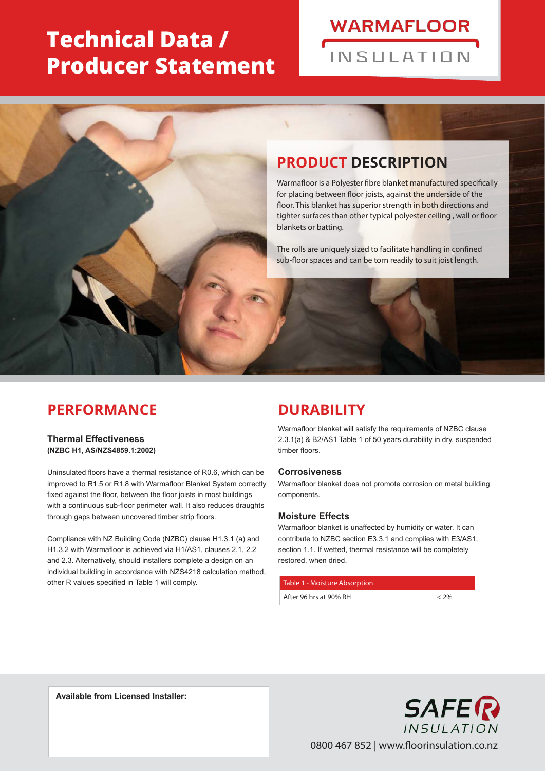# Technical Data / Producer Statement

WARMAFLOOR INSULATION

## PRODUCT DESCRIPTION

Warmafloor is a Polyester fibre blanket manufactured specifically for placing between floor joists, against the underside of the floor. This blanket has superior strength in both directions and tighter surfaces than other typical polyester ceiling , wall or floor blankets or batting.

The rolls are uniquely sized to facilitate handling in confined sub-floor spaces and can be torn readily to suit joist length.

## PERFORMANCE

### Thermal Effectiveness

**(NZBC H1, AS/NZS4859.1:2002)**

Uninsulated floors have a thermal resistance of R0.6, which can be improved to R1.5 or R1.8 with Warmafloor Blanket System correctly fixed against the floor, between the floor joists in most buildings with a continuous sub-floor perimeter wall. It also reduces draughts through gaps between uncovered timber strip floors.

Compliance with NZ Building Code (NZBC) clause H1.3.1 (a) and H1.3.2 with Warmafloor is achieved via H1/AS1, clauses 2.1, 2.2 and 2.3. Alternatively, should installers complete a design on an individual building in accordance with NZS4218 calculation method, other R values specified in Table 1 will comply.

## DURABILITY

Warmafloor blanket will satisfy the requirements of NZBC clause 2.3.1(a) & B2/AS1 Table 1 of 50 years durability in dry, suspended timber floors.

### Corrosiveness

Warmafloor blanket does not promote corrosion on metal building components.

### Moisture Effects

Warmafloor blanket is unaffected by humidity or water. It can contribute to NZBC section E3.3.1 and complies with E3/AS1, section 1.1. If wetted, thermal resistance will be completely restored, when dried.

| Table 1 - Moisture Absorption | |
|---|---|
| After 96 hrs at 90% RH | < 2% |

**Available from Licensed Installer:**

SAFE R INSULATION

0800 467 852 | www.floorinsulation.co.nz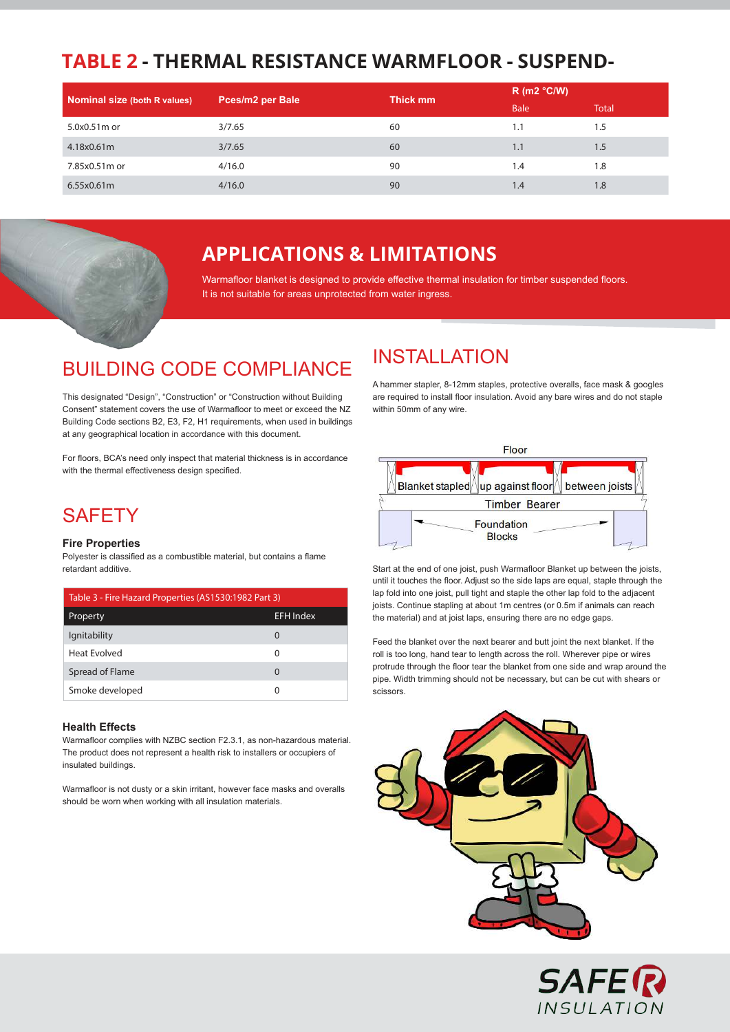## TABLE 2 - THERMAL RESISTANCE WARMFLOOR - SUSPEND-

| Nominal size (both R values) | Pces/m2 per Bale | Thick mm | R (m2 °C/W) | |
|---|---|---|---|---|
| | | | Bale | Total |
| 5.0x0.51m or | 3/7.65 | 60 | 1.1 | 1.5 |
| 4.18x0.61m | 3/7.65 | 60 | 1.1 | 1.5 |
| 7.85x0.51m or | 4/16.0 | 90 | 1.4 | 1.8 |
| 6.55x0.61m | 4/16.0 | 90 | 1.4 | 1.8 |

## APPLICATIONS & LIMITATIONS

Warmafloor blanket is designed to provide effective thermal insulation for timber suspended floors. It is not suitable for areas unprotected from water ingress.

## BUILDING CODE COMPLIANCE

This designated "Design", "Construction" or "Construction without Building Consent" statement covers the use of Warmafloor to meet or exceed the NZ Building Code sections B2, E3, F2, H1 requirements, when used in buildings at any geographical location in accordance with this document.

For floors, BCA's need only inspect that material thickness is in accordance with the thermal effectiveness design specified.

## SAFETY

### Fire Properties

Polyester is classified as a combustible material, but contains a flame retardant additive.

| Table 3 - Fire Hazard Properties (AS1530:1982 Part 3) | |
|---|---|
| Property | EFH Index |
| Ignitability | 0 |
| Heat Evolved | 0 |
| Spread of Flame | 0 |
| Smoke developed | 0 |

### Health Effects

Warmafloor complies with NZBC section F2.3.1, as non-hazardous material. The product does not represent a health risk to installers or occupiers of insulated buildings.

Warmafloor is not dusty or a skin irritant, however face masks and overalls should be worn when working with all insulation materials.

## INSTALLATION

A hammer stapler, 8-12mm staples, protective overalls, face mask & googles are required to install floor insulation. Avoid any bare wires and do not staple within 50mm of any wire.

Floor

Blanket stapled up against floor between joists

Timber Bearer

Foundation Blocks

Start at the end of one joist, push Warmafloor Blanket up between the joists, until it touches the floor. Adjust so the side laps are equal, staple through the lap fold into one joist, pull tight and staple the other lap fold to the adjacent joists. Continue stapling at about 1m centres (or 0.5m if animals can reach the material) and at joist laps, ensuring there are no edge gaps.

Feed the blanket over the next bearer and butt joint the next blanket. If the roll is too long, hand tear to length across the roll. Wherever pipe or wires protrude through the floor tear the blanket from one side and wrap around the pipe. Width trimming should not be necessary, but can be cut with shears or scissors.

SAFE R INSULATION